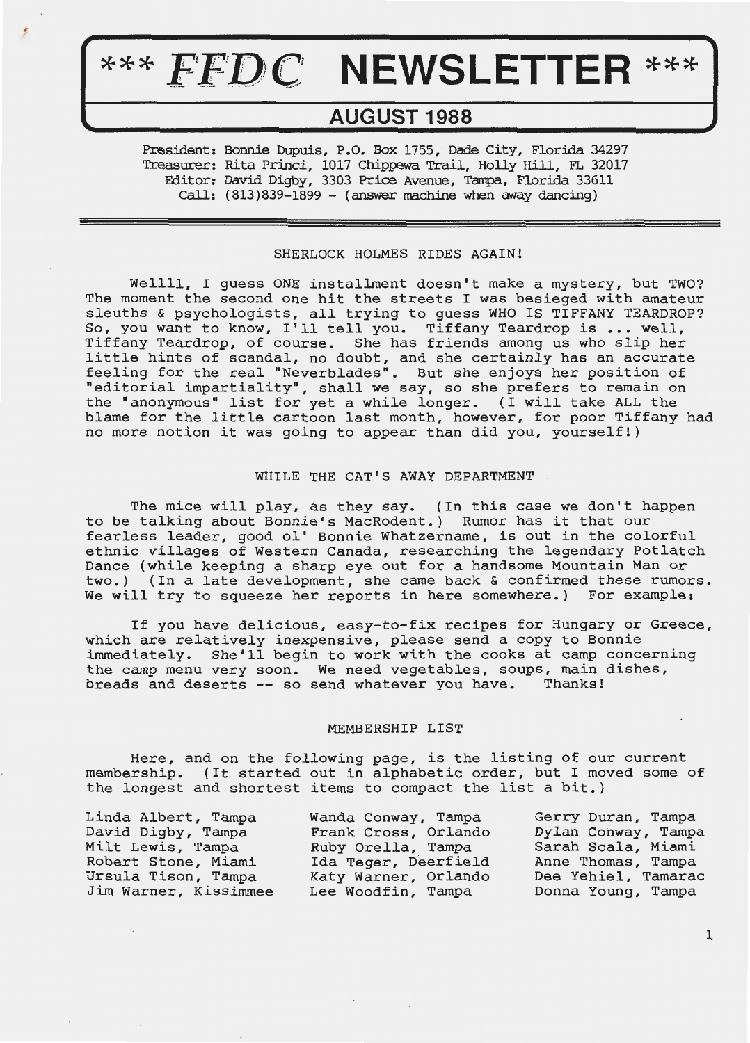# *** FFDC NEWSLETTER ***

## AUGUST 1988

President: Bonnie Dupuis, P.O. Box 1755, Dade City, Florida 34297
Treasurer: Rita Princi, 1017 Chippewa Trail, Holly Hill, FL 32017
Editor: David Digby, 3303 Price Avenue, Tampa, Florida 33611
Call: (813)839-1899 - (answer machine when away dancing)

---

### SHERLOCK HOLMES RIDES AGAIN!

Wellll, I guess ONE installment doesn't make a mystery, but TWO? The moment the second one hit the streets I was besieged with amateur sleuths & psychologists, all trying to guess WHO IS TIFFANY TEARDROP? So, you want to know, I'll tell you. Tiffany Teardrop is ... well, Tiffany Teardrop, of course. She has friends among us who slip her little hints of scandal, no doubt, and she certainly has an accurate feeling for the real "Neverblades". But she enjoys her position of "editorial impartiality", shall we say, so she prefers to remain on the "anonymous" list for yet a while longer. (I will take ALL the blame for the little cartoon last month, however, for poor Tiffany had no more notion it was going to appear than did you, yourself!)

### WHILE THE CAT'S AWAY DEPARTMENT

The mice will play, as they say. (In this case we don't happen to be talking about Bonnie's MacRodent.) Rumor has it that our fearless leader, good ol' Bonnie Whatzername, is out in the colorful ethnic villages of Western Canada, researching the legendary Potlatch Dance (while keeping a sharp eye out for a handsome Mountain Man or two.) (In a late development, she came back & confirmed these rumors. We will try to squeeze her reports in here somewhere.) For example:

If you have delicious, easy-to-fix recipes for Hungary or Greece, which are relatively inexpensive, please send a copy to Bonnie immediately. She'll begin to work with the cooks at camp concerning the camp menu very soon. We need vegetables, soups, main dishes, breads and deserts -- so send whatever you have. Thanks!

### MEMBERSHIP LIST

Here, and on the following page, is the listing of our current membership. (It started out in alphabetic order, but I moved some of the longest and shortest items to compact the list a bit.)

| | | |
|---|---|---|
| Linda Albert, Tampa | Wanda Conway, Tampa | Gerry Duran, Tampa |
| David Digby, Tampa | Frank Cross, Orlando | Dylan Conway, Tampa |
| Milt Lewis, Tampa | Ruby Orella, Tampa | Sarah Scala, Miami |
| Robert Stone, Miami | Ida Teger, Deerfield | Anne Thomas, Tampa |
| Ursula Tison, Tampa | Katy Warner, Orlando | Dee Yehiel, Tamarac |
| Jim Warner, Kissimmee | Lee Woodfin, Tampa | Donna Young, Tampa |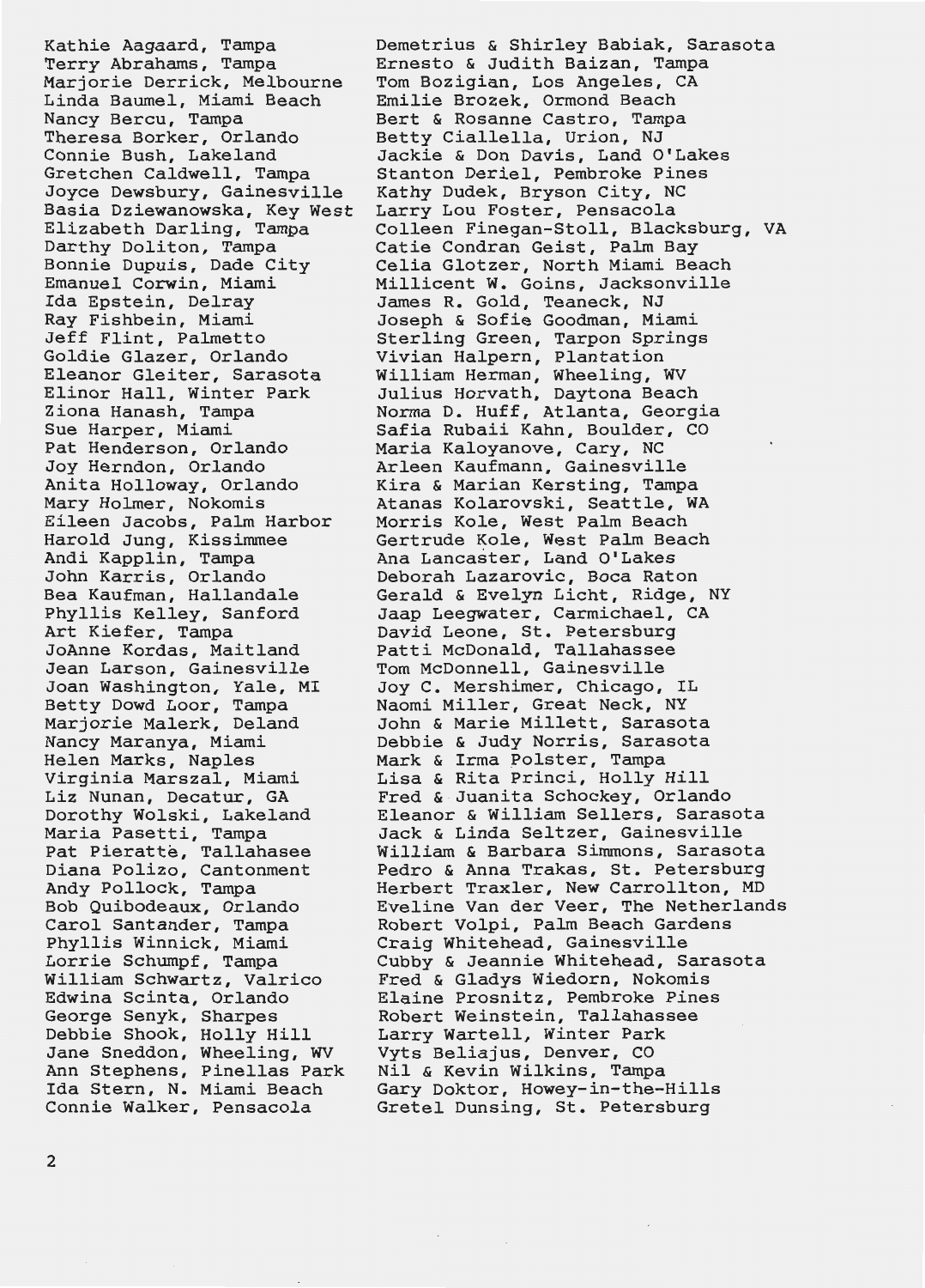Kathie Aagaard, Tampa
Terry Abrahams, Tampa
Marjorie Derrick, Melbourne
Linda Baumel, Miami Beach
Nancy Bercu, Tampa
Theresa Borker, Orlando
Connie Bush, Lakeland
Gretchen Caldwell, Tampa
Joyce Dewsbury, Gainesville
Basia Dziewanowska, Key West
Elizabeth Darling, Tampa
Darthy Doliton, Tampa
Bonnie Dupuis, Dade City
Emanuel Corwin, Miami
Ida Epstein, Delray
Ray Fishbein, Miami
Jeff Flint, Palmetto
Goldie Glazer, Orlando
Eleanor Gleiter, Sarasota
Elinor Hall, Winter Park
Ziona Hanash, Tampa
Sue Harper, Miami
Pat Henderson, Orlando
Joy Herndon, Orlando
Anita Holloway, Orlando
Mary Holmer, Nokomis
Eileen Jacobs, Palm Harbor
Harold Jung, Kissimmee
Andi Kapplin, Tampa
John Karris, Orlando
Bea Kaufman, Hallandale
Phyllis Kelley, Sanford
Art Kiefer, Tampa
JoAnne Kordas, Maitland
Jean Larson, Gainesville
Joan Washington, Yale, MI
Betty Dowd Loor, Tampa
Marjorie Malerk, Deland
Nancy Maranya, Miami
Helen Marks, Naples
Virginia Marszal, Miami
Liz Nunan, Decatur, GA
Dorothy Wolski, Lakeland
Maria Pasetti, Tampa
Pat Pieratte, Tallahasee
Diana Polizo, Cantonment
Andy Pollock, Tampa
Bob Quibodeaux, Orlando
Carol Santander, Tampa
Phyllis Winnick, Miami
Lorrie Schumpf, Tampa
William Schwartz, Valrico
Edwina Scinta, Orlando
George Senyk, Sharpes
Debbie Shook, Holly Hill
Jane Sneddon, Wheeling, WV
Ann Stephens, Pinellas Park
Ida Stern, N. Miami Beach
Connie Walker, Pensacola
Demetrius & Shirley Babiak, Sarasota
Ernesto & Judith Baizan, Tampa
Tom Bozigian, Los Angeles, CA
Emilie Brozek, Ormond Beach
Bert & Rosanne Castro, Tampa
Betty Ciallella, Urion, NJ
Jackie & Don Davis, Land O'Lakes
Stanton Deriel, Pembroke Pines
Kathy Dudek, Bryson City, NC
Larry Lou Foster, Pensacola
Colleen Finegan-Stoll, Blacksburg, VA
Catie Condran Geist, Palm Bay
Celia Glotzer, North Miami Beach
Millicent W. Goins, Jacksonville
James R. Gold, Teaneck, NJ
Joseph & Sofie Goodman, Miami
Sterling Green, Tarpon Springs
Vivian Halpern, Plantation
William Herman, Wheeling, WV
Julius Horvath, Daytona Beach
Norma D. Huff, Atlanta, Georgia
Safia Rubaii Kahn, Boulder, CO
Maria Kaloyanove, Cary, NC
Arleen Kaufmann, Gainesville
Kira & Marian Kersting, Tampa
Atanas Kolarovski, Seattle, WA
Morris Kole, West Palm Beach
Gertrude Kole, West Palm Beach
Ana Lancaster, Land O'Lakes
Deborah Lazarovic, Boca Raton
Gerald & Evelyn Licht, Ridge, NY
Jaap Leegwater, Carmichael, CA
David Leone, St. Petersburg
Patti McDonald, Tallahassee
Tom McDonnell, Gainesville
Joy C. Mershimer, Chicago, IL
Naomi Miller, Great Neck, NY
John & Marie Millett, Sarasota
Debbie & Judy Norris, Sarasota
Mark & Irma Polster, Tampa
Lisa & Rita Princi, Holly Hill
Fred & Juanita Schockey, Orlando
Eleanor & William Sellers, Sarasota
Jack & Linda Seltzer, Gainesville
William & Barbara Simmons, Sarasota
Pedro & Anna Trakas, St. Petersburg
Herbert Traxler, New Carrollton, MD
Eveline Van der Veer, The Netherlands
Robert Volpi, Palm Beach Gardens
Craig Whitehead, Gainesville
Cubby & Jeannie Whitehead, Sarasota
Fred & Gladys Wiedorn, Nokomis
Elaine Prosnitz, Pembroke Pines
Robert Weinstein, Tallahassee
Larry Wartell, Winter Park
Vyts Beliajus, Denver, CO
Nil & Kevin Wilkins, Tampa
Gary Doktor, Howey-in-the-Hills
Gretel Dunsing, St. Petersburg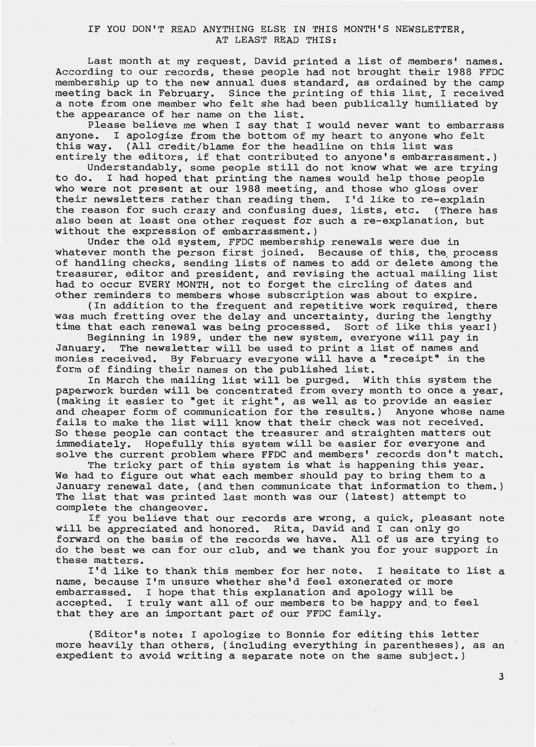IF YOU DON'T READ ANYTHING ELSE IN THIS MONTH'S NEWSLETTER, AT LEAST READ THIS:

Last month at my request, David printed a list of members' names. According to our records, these people had not brought their 1988 FFDC membership up to the new annual dues standard, as ordained by the camp meeting back in February. Since the printing of this list, I received a note from one member who felt she had been publically humiliated by the appearance of her name on the list.

Please believe me when I say that I would never want to embarrass anyone. I apologize from the bottom of my heart to anyone who felt this way. (All credit/blame for the headline on this list was entirely the editors, if that contributed to anyone's embarrassment.)

Understandably, some people still do not know what we are trying to do. I had hoped that printing the names would help those people who were not present at our 1988 meeting, and those who gloss over their newsletters rather than reading them. I'd like to re-explain the reason for such crazy and confusing dues, lists, etc. (There has also been at least one other request for such a re-explanation, but without the expression of embarrassment.)

Under the old system, FFDC membership renewals were due in whatever month the person first joined. Because of this, the process of handling checks, sending lists of names to add or delete among the treasurer, editor and president, and revising the actual mailing list had to occur EVERY MONTH, not to forget the circling of dates and other reminders to members whose subscription was about to expire.

(In addition to the frequent and repetitive work required, there was much fretting over the delay and uncertainty, during the lengthy time that each renewal was being processed. Sort of like this year!)

Beginning in 1989, under the new system, everyone will pay in January. The newsletter will be used to print a list of names and monies received. By February everyone will have a "receipt" in the form of finding their names on the published list.

In March the mailing list will be purged. With this system the paperwork burden will be concentrated from every month to once a year, (making it easier to "get it right", as well as to provide an easier and cheaper form of communication for the results.) Anyone whose name fails to make the list will know that their check was not received. So these people can contact the treasurer and straighten matters out immediately. Hopefully this system will be easier for everyone and solve the current problem where FFDC and members' records don't match.

The tricky part of this system is what is happening this year. We had to figure out what each member should pay to bring them to a January renewal date, (and then communicate that information to them.) The list that was printed last month was our (latest) attempt to complete the changeover.

If you believe that our records are wrong, a quick, pleasant note will be appreciated and honored. Rita, David and I can only go forward on the basis of the records we have. All of us are trying to do the best we can for our club, and we thank you for your support in these matters.

I'd like to thank this member for her note. I hesitate to list a name, because I'm unsure whether she'd feel exonerated or more embarrassed. I hope that this explanation and apology will be accepted. I truly want all of our members to be happy and to feel that they are an important part of our FFDC family.

(Editor's note: I apologize to Bonnie for editing this letter more heavily than others, (including everything in parentheses), as an expedient to avoid writing a separate note on the same subject.)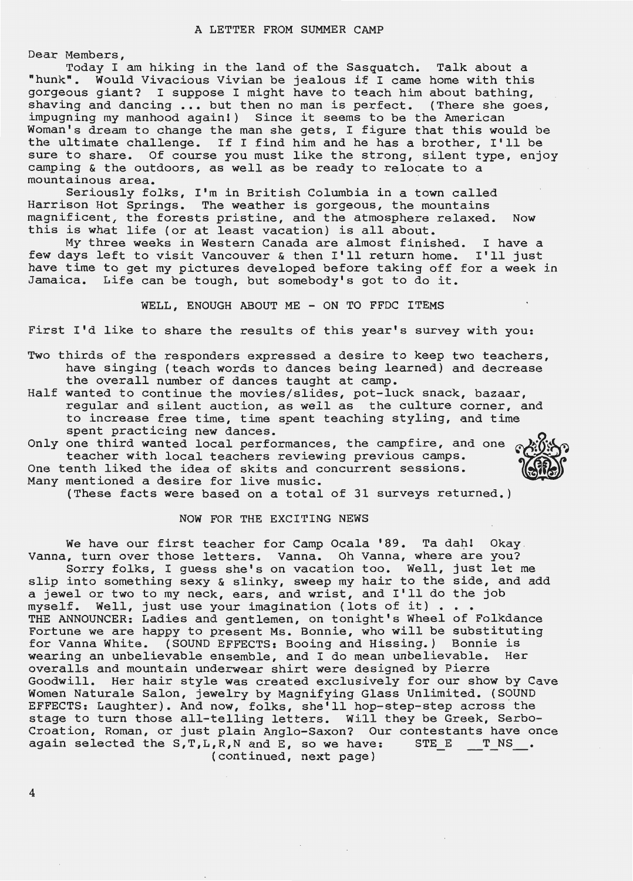# A LETTER FROM SUMMER CAMP

Dear Members,

Today I am hiking in the land of the Sasquatch. Talk about a "hunk". Would Vivacious Vivian be jealous if I came home with this gorgeous giant? I suppose I might have to teach him about bathing, shaving and dancing ... but then no man is perfect. (There she goes, impugning my manhood again!) Since it seems to be the American Woman's dream to change the man she gets, I figure that this would be the ultimate challenge. If I find him and he has a brother, I'll be sure to share. Of course you must like the strong, silent type, enjoy camping & the outdoors, as well as be ready to relocate to a mountainous area.

Seriously folks, I'm in British Columbia in a town called Harrison Hot Springs. The weather is gorgeous, the mountains magnificent, the forests pristine, and the atmosphere relaxed. Now this is what life (or at least vacation) is all about.

My three weeks in Western Canada are almost finished. I have a few days left to visit Vancouver & then I'll return home. I'll just have time to get my pictures developed before taking off for a week in Jamaica. Life can be tough, but somebody's got to do it.

## WELL, ENOUGH ABOUT ME - ON TO FFDC ITEMS

First I'd like to share the results of this year's survey with you:

Two thirds of the responders expressed a desire to keep two teachers, have singing (teach words to dances being learned) and decrease the overall number of dances taught at camp.
Half wanted to continue the movies/slides, pot-luck snack, bazaar, regular and silent auction, as well as the culture corner, and to increase free time, time spent teaching styling, and time spent practicing new dances.
Only one third wanted local performances, the campfire, and one teacher with local teachers reviewing previous camps.
One tenth liked the idea of skits and concurrent sessions.
Many mentioned a desire for live music.
(These facts were based on a total of 31 surveys returned.)

## NOW FOR THE EXCITING NEWS

We have our first teacher for Camp Ocala '89. Ta dah! Okay Vanna, turn over those letters. Vanna. Oh Vanna, where are you?

Sorry folks, I guess she's on vacation too. Well, just let me slip into something sexy & slinky, sweep my hair to the side, and add a jewel or two to my neck, ears, and wrist, and I'll do the job myself. Well, just use your imagination (lots of it) . . .
THE ANNOUNCER: Ladies and gentlemen, on tonight's Wheel of Folkdance Fortune we are happy to present Ms. Bonnie, who will be substituting for Vanna White. (SOUND EFFECTS: Booing and Hissing.) Bonnie is wearing an unbelievable ensemble, and I do mean unbelievable. Her overalls and mountain underwear shirt were designed by Pierre Goodwill. Her hair style was created exclusively for our show by Cave Women Naturale Salon, jewelry by Magnifying Glass Unlimited. (SOUND EFFECTS: Laughter). And now, folks, she'll hop-step-step across the stage to turn those all-telling letters. Will they be Greek, Serbo-Croation, Roman, or just plain Anglo-Saxon? Our contestants have once again selected the S,T,L,R,N and E, so we have: STE_E __T_NS__.

(continued, next page)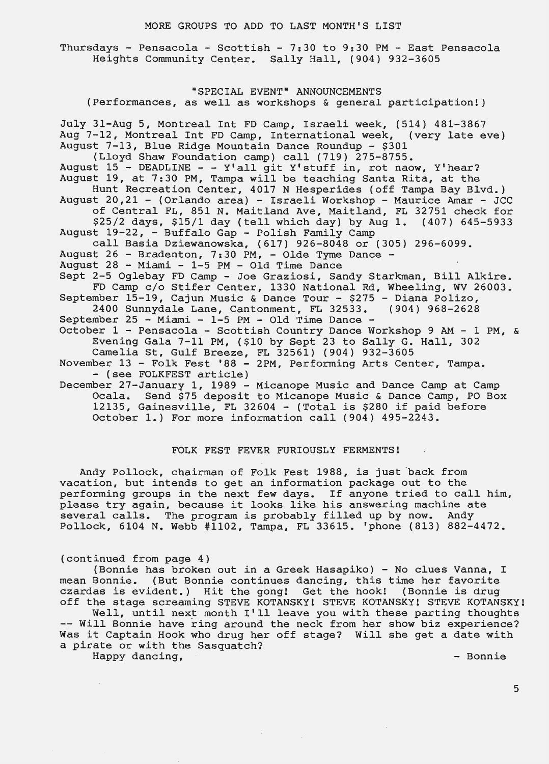## MORE GROUPS TO ADD TO LAST MONTH'S LIST

Thursdays - Pensacola - Scottish - 7:30 to 9:30 PM - East Pensacola Heights Community Center. Sally Hall, (904) 932-3605

## "SPECIAL EVENT" ANNOUNCEMENTS

(Performances, as well as workshops & general participation!)

July 31-Aug 5, Montreal Int FD Camp, Israeli week, (514) 481-3867
Aug 7-12, Montreal Int FD Camp, International week, (very late eve)
August 7-13, Blue Ridge Mountain Dance Roundup - $301
(Lloyd Shaw Foundation camp) call (719) 275-8755.
August 15 - DEADLINE - - Y'all git Y'stuff in, rot naow, Y'hear?
August 19, at 7:30 PM, Tampa will be teaching Santa Rita, at the Hunt Recreation Center, 4017 N Hesperides (off Tampa Bay Blvd.)
August 20,21 - (Orlando area) - Israeli Workshop - Maurice Amar - JCC of Central FL, 851 N. Maitland Ave, Maitland, FL 32751 check for $25/2 days, $15/1 day (tell which day) by Aug 1. (407) 645-5933
August 19-22, - Buffalo Gap - Polish Family Camp
call Basia Dziewanowska, (617) 926-8048 or (305) 296-6099.
August 26 - Bradenton, 7:30 PM, - Olde Tyme Dance -
August 28 - Miami - 1-5 PM - Old Time Dance
Sept 2-5 Oglebay FD Camp - Joe Graziosi, Sandy Starkman, Bill Alkire. FD Camp c/o Stifer Center, 1330 National Rd, Wheeling, WV 26003.
September 15-19, Cajun Music & Dance Tour - $275 - Diana Polizo, 2400 Sunnydale Lane, Cantonment, FL 32533. (904) 968-2628
September 25 - Miami - 1-5 PM - Old Time Dance -
October 1 - Pensacola - Scottish Country Dance Workshop 9 AM - 1 PM, & Evening Gala 7-11 PM, ($10 by Sept 23 to Sally G. Hall, 302 Camelia St, Gulf Breeze, FL 32561) (904) 932-3605
November 13 - Folk Fest '88 - 2PM, Performing Arts Center, Tampa. - (see FOLKFEST article)
December 27-January 1, 1989 - Micanope Music and Dance Camp at Camp Ocala. Send $75 deposit to Micanope Music & Dance Camp, PO Box 12135, Gainesville, FL 32604 - (Total is $280 if paid before October 1.) For more information call (904) 495-2243.

## FOLK FEST FEVER FURIOUSLY FERMENTS!

Andy Pollock, chairman of Folk Fest 1988, is just back from vacation, but intends to get an information package out to the performing groups in the next few days. If anyone tried to call him, please try again, because it looks like his answering machine ate several calls. The program is probably filled up by now. Andy Pollock, 6104 N. Webb #1102, Tampa, FL 33615. 'phone (813) 882-4472.

(continued from page 4)

(Bonnie has broken out in a Greek Hasapiko) - No clues Vanna, I mean Bonnie. (But Bonnie continues dancing, this time her favorite czardas is evident.) Hit the gong! Get the hook! (Bonnie is drug off the stage screaming STEVE KOTANSKY! STEVE KOTANSKY! STEVE KOTANSKY!

Well, until next month I'll leave you with these parting thoughts -- Will Bonnie have ring around the neck from her show biz experience? Was it Captain Hook who drug her off stage? Will she get a date with a pirate or with the Sasquatch?

Happy dancing,

- Bonnie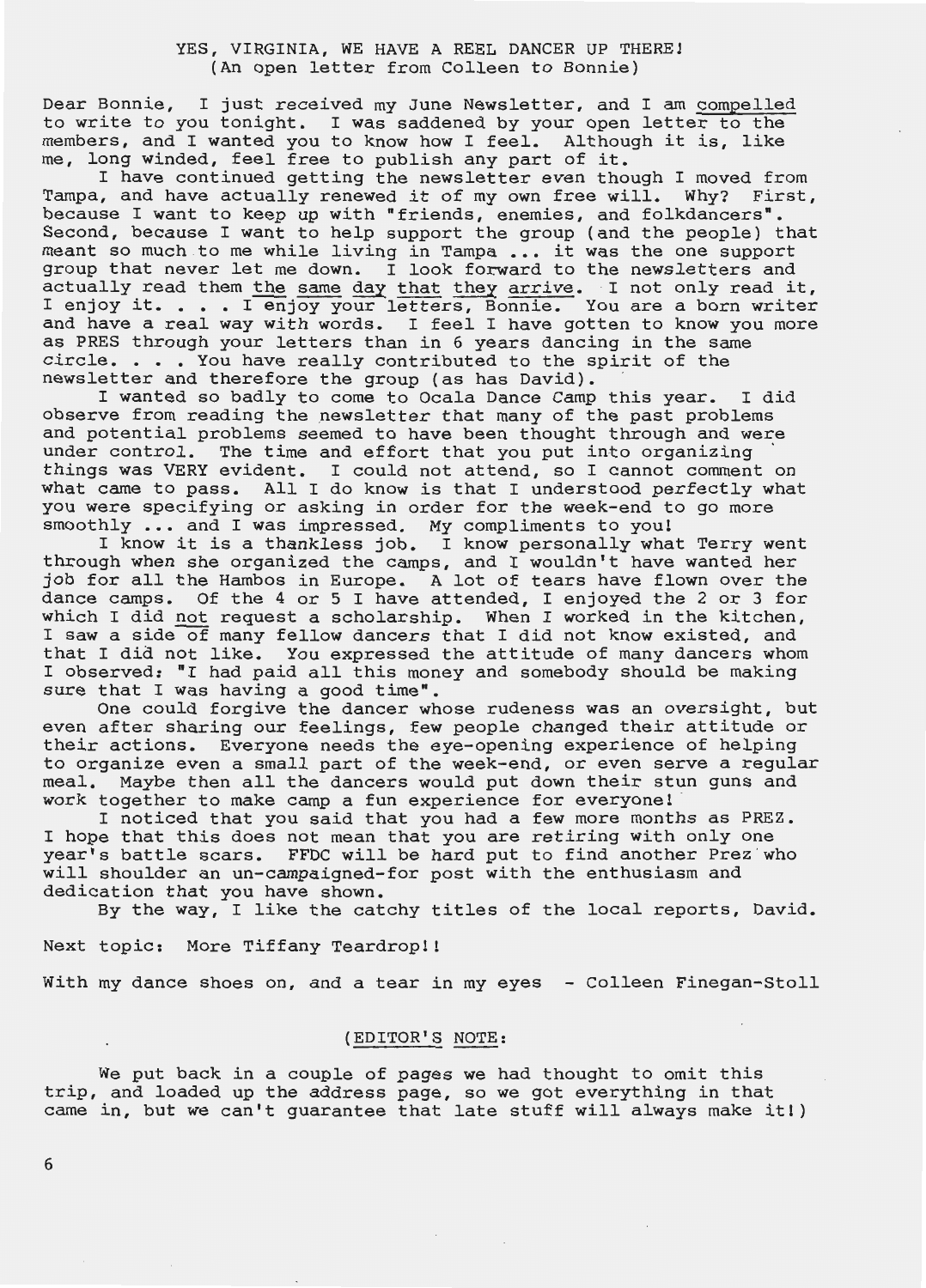# YES, VIRGINIA, WE HAVE A REEL DANCER UP THERE!
(An open letter from Colleen to Bonnie)

Dear Bonnie, I just received my June Newsletter, and I am compelled to write to you tonight. I was saddened by your open letter to the members, and I wanted you to know how I feel. Although it is, like me, long winded, feel free to publish any part of it.

I have continued getting the newsletter even though I moved from Tampa, and have actually renewed it of my own free will. Why? First, because I want to keep up with "friends, enemies, and folkdancers". Second, because I want to help support the group (and the people) that meant so much to me while living in Tampa ... it was the one support group that never let me down. I look forward to the newsletters and actually read them the same day that they arrive. I not only read it, I enjoy it. . . . I enjoy your letters, Bonnie. You are a born writer and have a real way with words. I feel I have gotten to know you more as PRES through your letters than in 6 years dancing in the same circle. . . . You have really contributed to the spirit of the newsletter and therefore the group (as has David).

I wanted so badly to come to Ocala Dance Camp this year. I did observe from reading the newsletter that many of the past problems and potential problems seemed to have been thought through and were under control. The time and effort that you put into organizing things was VERY evident. I could not attend, so I cannot comment on what came to pass. All I do know is that I understood perfectly what you were specifying or asking in order for the week-end to go more smoothly ... and I was impressed. My compliments to you!

I know it is a thankless job. I know personally what Terry went through when she organized the camps, and I wouldn't have wanted her job for all the Hambos in Europe. A lot of tears have flown over the dance camps. Of the 4 or 5 I have attended, I enjoyed the 2 or 3 for which I did not request a scholarship. When I worked in the kitchen, I saw a side of many fellow dancers that I did not know existed, and that I did not like. You expressed the attitude of many dancers whom I observed: "I had paid all this money and somebody should be making sure that I was having a good time".

One could forgive the dancer whose rudeness was an oversight, but even after sharing our feelings, few people changed their attitude or their actions. Everyone needs the eye-opening experience of helping to organize even a small part of the week-end, or even serve a regular meal. Maybe then all the dancers would put down their stun guns and work together to make camp a fun experience for everyone!

I noticed that you said that you had a few more months as PREZ. I hope that this does not mean that you are retiring with only one year's battle scars. FFDC will be hard put to find another Prez who will shoulder an un-campaigned-for post with the enthusiasm and dedication that you have shown.

By the way, I like the catchy titles of the local reports, David.

Next topic: More Tiffany Teardrop!!

With my dance shoes on, and a tear in my eyes - Colleen Finegan-Stoll

(EDITOR'S NOTE:

We put back in a couple of pages we had thought to omit this trip, and loaded up the address page, so we got everything in that came in, but we can't guarantee that late stuff will always make it!)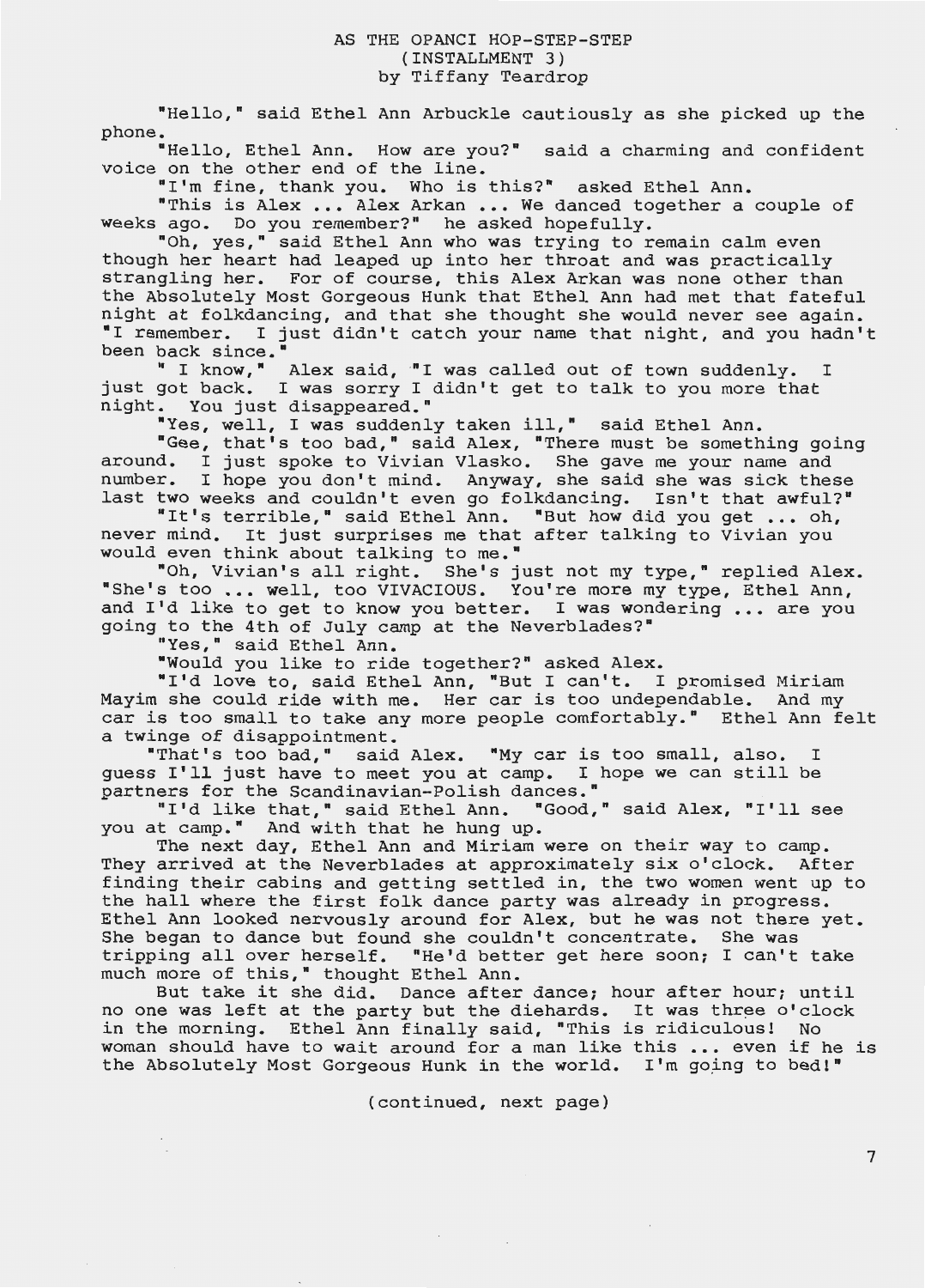# AS THE OPANCI HOP-STEP-STEP
(INSTALLMENT 3)
by Tiffany Teardrop

"Hello," said Ethel Ann Arbuckle cautiously as she picked up the phone.

"Hello, Ethel Ann. How are you?" said a charming and confident voice on the other end of the line.

"I'm fine, thank you. Who is this?" asked Ethel Ann.

"This is Alex ... Alex Arkan ... We danced together a couple of weeks ago. Do you remember?" he asked hopefully.

"Oh, yes," said Ethel Ann who was trying to remain calm even though her heart had leaped up into her throat and was practically strangling her. For of course, this Alex Arkan was none other than the Absolutely Most Gorgeous Hunk that Ethel Ann had met that fateful night at folkdancing, and that she thought she would never see again. "I remember. I just didn't catch your name that night, and you hadn't been back since."

" I know," Alex said, "I was called out of town suddenly. I just got back. I was sorry I didn't get to talk to you more that night. You just disappeared."

"Yes, well, I was suddenly taken ill," said Ethel Ann.

"Gee, that's too bad," said Alex, "There must be something going around. I just spoke to Vivian Vlasko. She gave me your name and number. I hope you don't mind. Anyway, she said she was sick these last two weeks and couldn't even go folkdancing. Isn't that awful?"

"It's terrible," said Ethel Ann. "But how did you get ... oh, never mind. It just surprises me that after talking to Vivian you would even think about talking to me."

"Oh, Vivian's all right. She's just not my type," replied Alex. "She's too ... well, too VIVACIOUS. You're more my type, Ethel Ann, and I'd like to get to know you better. I was wondering ... are you going to the 4th of July camp at the Neverblades?"

"Yes," said Ethel Ann.

"Would you like to ride together?" asked Alex.

"I'd love to, said Ethel Ann, "But I can't. I promised Miriam Mayim she could ride with me. Her car is too undependable. And my car is too small to take any more people comfortably." Ethel Ann felt a twinge of disappointment.

"That's too bad," said Alex. "My car is too small, also. I guess I'll just have to meet you at camp. I hope we can still be partners for the Scandinavian-Polish dances."

"I'd like that," said Ethel Ann. "Good," said Alex, "I'll see you at camp." And with that he hung up.

The next day, Ethel Ann and Miriam were on their way to camp. They arrived at the Neverblades at approximately six o'clock. After finding their cabins and getting settled in, the two women went up to the hall where the first folk dance party was already in progress. Ethel Ann looked nervously around for Alex, but he was not there yet. She began to dance but found she couldn't concentrate. She was tripping all over herself. "He'd better get here soon; I can't take much more of this," thought Ethel Ann.

But take it she did. Dance after dance; hour after hour; until no one was left at the party but the diehards. It was three o'clock in the morning. Ethel Ann finally said, "This is ridiculous! No woman should have to wait around for a man like this ... even if he is the Absolutely Most Gorgeous Hunk in the world. I'm going to bed!"

(continued, next page)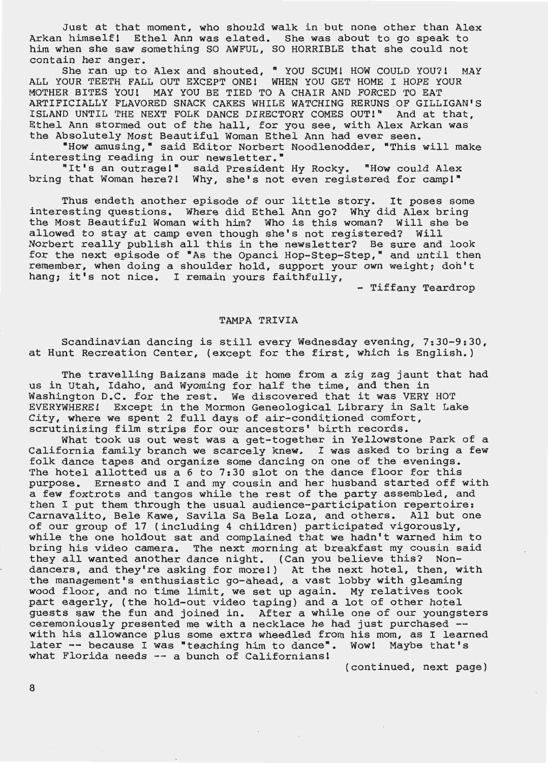Just at that moment, who should walk in but none other than Alex Arkan himself! Ethel Ann was elated. She was about to go speak to him when she saw something SO AWFUL, SO HORRIBLE that she could not contain her anger.

She ran up to Alex and shouted, " YOU SCUM! HOW COULD YOU?! MAY ALL YOUR TEETH FALL OUT EXCEPT ONE! WHEN YOU GET HOME I HOPE YOUR MOTHER BITES YOU! MAY YOU BE TIED TO A CHAIR AND FORCED TO EAT ARTIFICIALLY FLAVORED SNACK CAKES WHILE WATCHING RERUNS OF GILLIGAN'S ISLAND UNTIL THE NEXT FOLK DANCE DIRECTORY COMES OUT!" And at that, Ethel Ann stormed out of the hall, for you see, with Alex Arkan was the Absolutely Most Beautiful Woman Ethel Ann had ever seen.

"How amusing," said Editor Norbert Noodlenodder, "This will make interesting reading in our newsletter."

"It's an outrage!" said President Hy Rocky. "How could Alex bring that Woman here?! Why, she's not even registered for camp!"

Thus endeth another episode of our little story. It poses some interesting questions. Where did Ethel Ann go? Why did Alex bring the Most Beautiful Woman with him? Who is this woman? Will she be allowed to stay at camp even though she's not registered? Will Norbert really publish all this in the newsletter? Be sure and look for the next episode of "As the Opanci Hop-Step-Step," and until then remember, when doing a shoulder hold, support your own weight; don't hang; it's not nice. I remain yours faithfully,

- Tiffany Teardrop

## TAMPA TRIVIA

Scandinavian dancing is still every Wednesday evening, 7:30-9:30, at Hunt Recreation Center, (except for the first, which is English.)

The travelling Baizans made it home from a zig zag jaunt that had us in Utah, Idaho, and Wyoming for half the time, and then in Washington D.C. for the rest. We discovered that it was VERY HOT EVERYWHERE! Except in the Mormon Geneological Library in Salt Lake City, where we spent 2 full days of air-conditioned comfort, scrutinizing film strips for our ancestors' birth records.

What took us out west was a get-together in Yellowstone Park of a California family branch we scarcely knew. I was asked to bring a few folk dance tapes and organize some dancing on one of the evenings. The hotel allotted us a 6 to 7:30 slot on the dance floor for this purpose. Ernesto and I and my cousin and her husband started off with a few foxtrots and tangos while the rest of the party assembled, and then I put them through the usual audience-participation repertoire: Carnavalito, Bele Kawe, Savila Sa Bela Loza, and others. All but one of our group of 17 (including 4 children) participated vigorously, while the one holdout sat and complained that we hadn't warned him to bring his video camera. The next morning at breakfast my cousin said they all wanted another dance night. (Can you believe this? Non-dancers, and they're asking for more!) At the next hotel, then, with the management's enthusiastic go-ahead, a vast lobby with gleaming wood floor, and no time limit, we set up again. My relatives took part eagerly, (the hold-out video taping) and a lot of other hotel guests saw the fun and joined in. After a while one of our youngsters ceremoniously presented me with a necklace he had just purchased -- with his allowance plus some extra wheedled from his mom, as I learned later -- because I was "teaching him to dance". Wow! Maybe that's what Florida needs -- a bunch of Californians!

(continued, next page)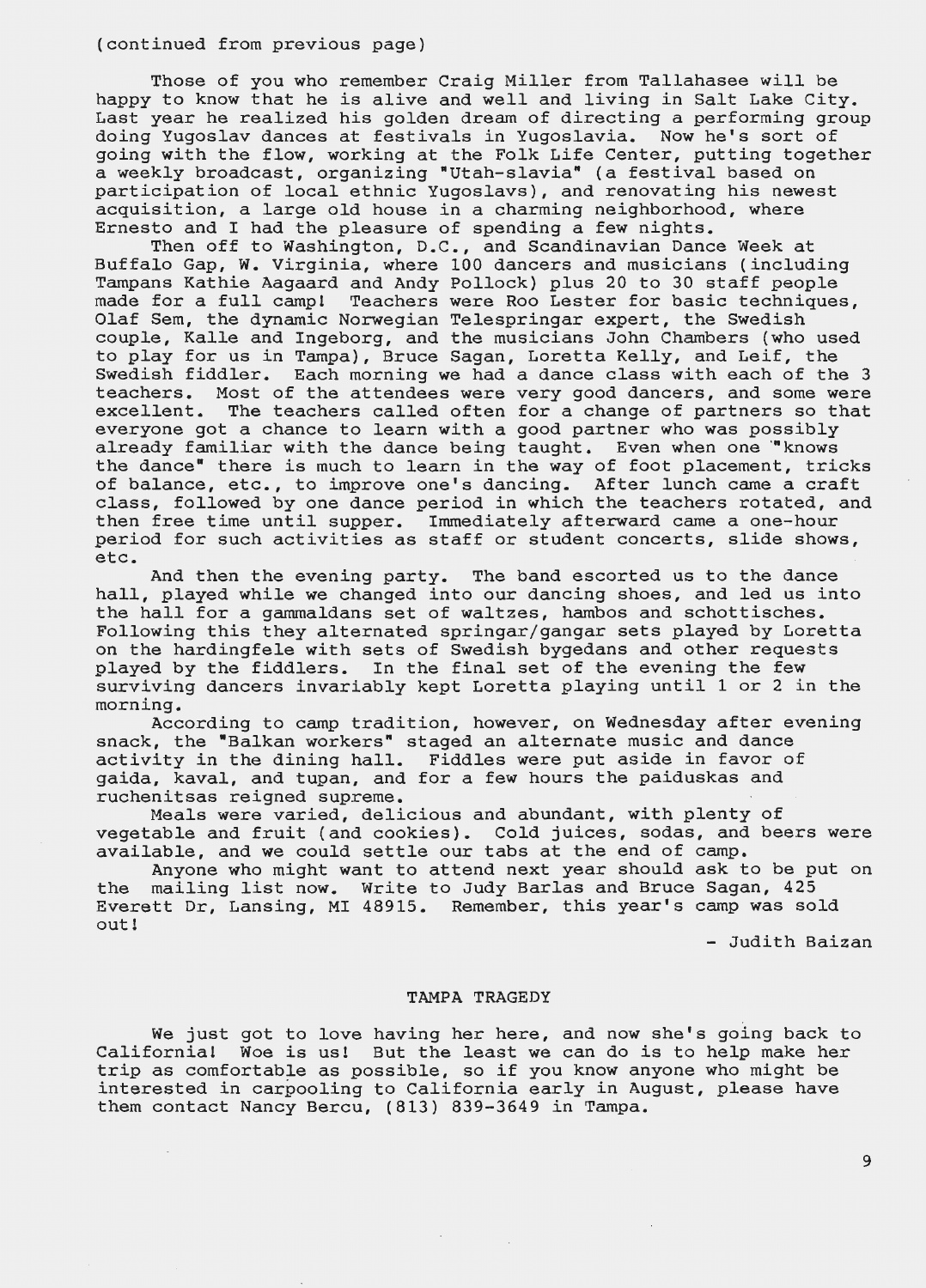(continued from previous page)

Those of you who remember Craig Miller from Tallahasee will be happy to know that he is alive and well and living in Salt Lake City. Last year he realized his golden dream of directing a performing group doing Yugoslav dances at festivals in Yugoslavia. Now he's sort of going with the flow, working at the Folk Life Center, putting together a weekly broadcast, organizing "Utah-slavia" (a festival based on participation of local ethnic Yugoslavs), and renovating his newest acquisition, a large old house in a charming neighborhood, where Ernesto and I had the pleasure of spending a few nights.

Then off to Washington, D.C., and Scandinavian Dance Week at Buffalo Gap, W. Virginia, where 100 dancers and musicians (including Tampans Kathie Aagaard and Andy Pollock) plus 20 to 30 staff people made for a full camp! Teachers were Roo Lester for basic techniques, Olaf Sem, the dynamic Norwegian Telespringar expert, the Swedish couple, Kalle and Ingeborg, and the musicians John Chambers (who used to play for us in Tampa), Bruce Sagan, Loretta Kelly, and Leif, the Swedish fiddler. Each morning we had a dance class with each of the 3 teachers. Most of the attendees were very good dancers, and some were excellent. The teachers called often for a change of partners so that everyone got a chance to learn with a good partner who was possibly already familiar with the dance being taught. Even when one "knows the dance" there is much to learn in the way of foot placement, tricks of balance, etc., to improve one's dancing. After lunch came a craft class, followed by one dance period in which the teachers rotated, and then free time until supper. Immediately afterward came a one-hour period for such activities as staff or student concerts, slide shows, etc.

And then the evening party. The band escorted us to the dance hall, played while we changed into our dancing shoes, and led us into the hall for a gammaldans set of waltzes, hambos and schottisches. Following this they alternated springar/gangar sets played by Loretta on the hardingfele with sets of Swedish bygedans and other requests played by the fiddlers. In the final set of the evening the few surviving dancers invariably kept Loretta playing until 1 or 2 in the morning.

According to camp tradition, however, on Wednesday after evening snack, the "Balkan workers" staged an alternate music and dance activity in the dining hall. Fiddles were put aside in favor of gaida, kaval, and tupan, and for a few hours the paiduskas and ruchenitsas reigned supreme.

Meals were varied, delicious and abundant, with plenty of vegetable and fruit (and cookies). Cold juices, sodas, and beers were available, and we could settle our tabs at the end of camp.

Anyone who might want to attend next year should ask to be put on the mailing list now. Write to Judy Barlas and Bruce Sagan, 425 Everett Dr, Lansing, MI 48915. Remember, this year's camp was sold out!

- Judith Baizan

## TAMPA TRAGEDY

We just got to love having her here, and now she's going back to California! Woe is us! But the least we can do is to help make her trip as comfortable as possible, so if you know anyone who might be interested in carpooling to California early in August, please have them contact Nancy Bercu, (813) 839-3649 in Tampa.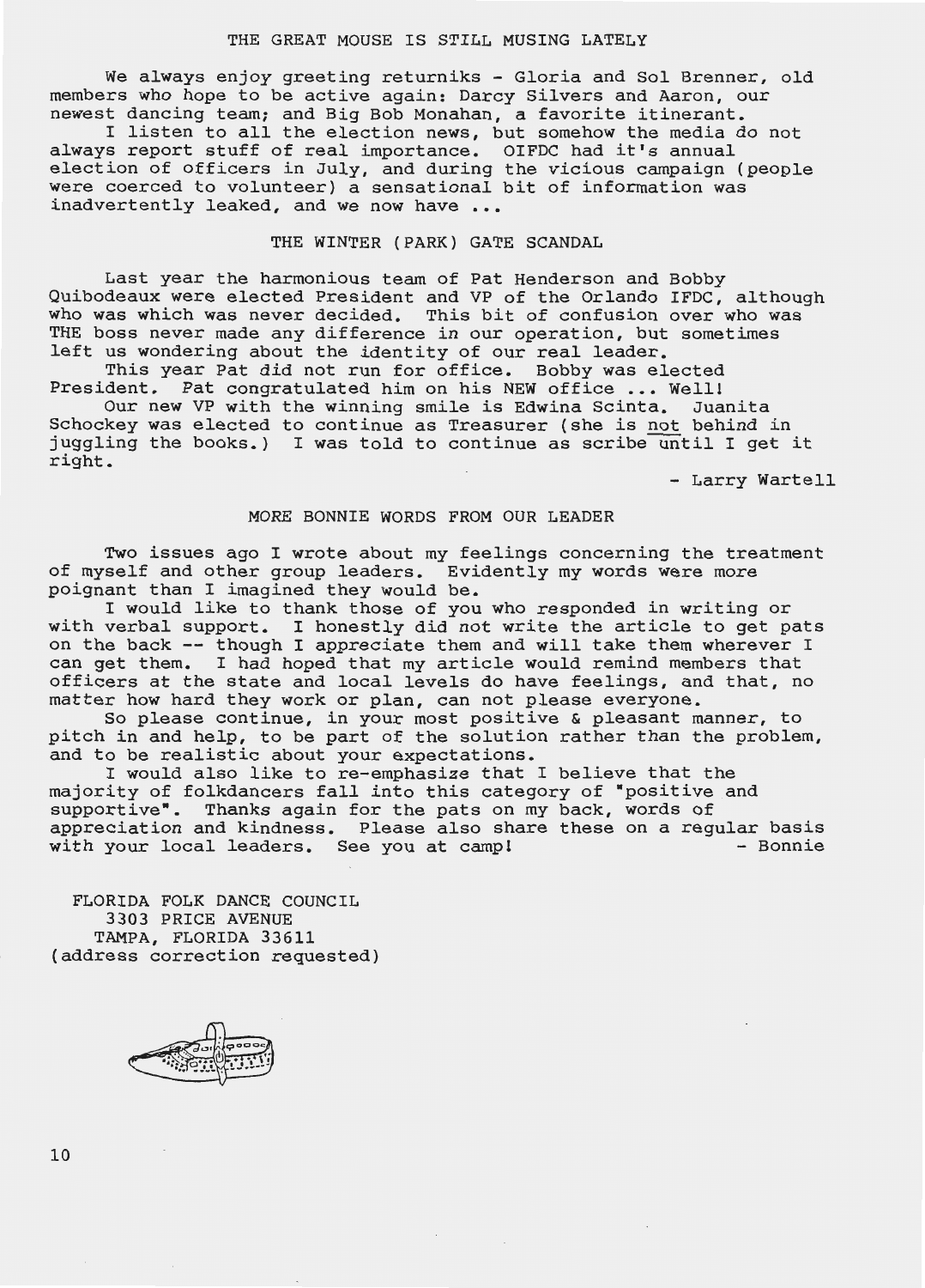## THE GREAT MOUSE IS STILL MUSING LATELY

We always enjoy greeting returniks - Gloria and Sol Brenner, old members who hope to be active again: Darcy Silvers and Aaron, our newest dancing team; and Big Bob Monahan, a favorite itinerant.

I listen to all the election news, but somehow the media do not always report stuff of real importance. OIFDC had it's annual election of officers in July, and during the vicious campaign (people were coerced to volunteer) a sensational bit of information was inadvertently leaked, and we now have ...

## THE WINTER (PARK) GATE SCANDAL

Last year the harmonious team of Pat Henderson and Bobby Quibodeaux were elected President and VP of the Orlando IFDC, although who was which was never decided. This bit of confusion over who was THE boss never made any difference in our operation, but sometimes left us wondering about the identity of our real leader.

This year Pat did not run for office. Bobby was elected President. Pat congratulated him on his NEW office ... Well!

Our new VP with the winning smile is Edwina Scinta. Juanita Schockey was elected to continue as Treasurer (she is not behind in juggling the books.) I was told to continue as scribe until I get it right.

- Larry Wartell

## MORE BONNIE WORDS FROM OUR LEADER

Two issues ago I wrote about my feelings concerning the treatment of myself and other group leaders. Evidently my words were more poignant than I imagined they would be.

I would like to thank those of you who responded in writing or with verbal support. I honestly did not write the article to get pats on the back -- though I appreciate them and will take them wherever I can get them. I had hoped that my article would remind members that officers at the state and local levels do have feelings, and that, no matter how hard they work or plan, can not please everyone.

So please continue, in your most positive & pleasant manner, to pitch in and help, to be part of the solution rather than the problem, and to be realistic about your expectations.

I would also like to re-emphasize that I believe that the majority of folkdancers fall into this category of "positive and supportive". Thanks again for the pats on my back, words of appreciation and kindness. Please also share these on a regular basis with your local leaders. See you at camp!

- Bonnie

FLORIDA FOLK DANCE COUNCIL
3303 PRICE AVENUE
TAMPA, FLORIDA 33611
(address correction requested)